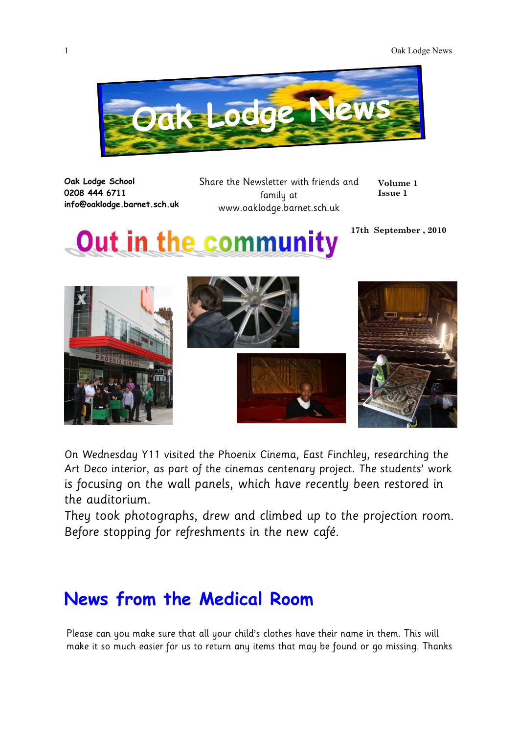# Oak Lodge News

**Oak Lodge School**
**0208 444 6711**
**info@oaklodge.barnet.sch.uk**

Share the Newsletter with friends and family at www.oaklodge.barnet.sch.uk

**Volume 1**
**Issue 1**

**17th September , 2010**

## Out in the community

On Wednesday Y11 visited the Phoenix Cinema, East Finchley, researching the Art Deco interior, as part of the cinemas centenary project. The students' work is focusing on the wall panels, which have recently been restored in the auditorium.

They took photographs, drew and climbed up to the projection room. Before stopping for refreshments in the new café.

## News from the Medical Room

Please can you make sure that all your child's clothes have their name in them. This will make it so much easier for us to return any items that may be found or go missing. Thanks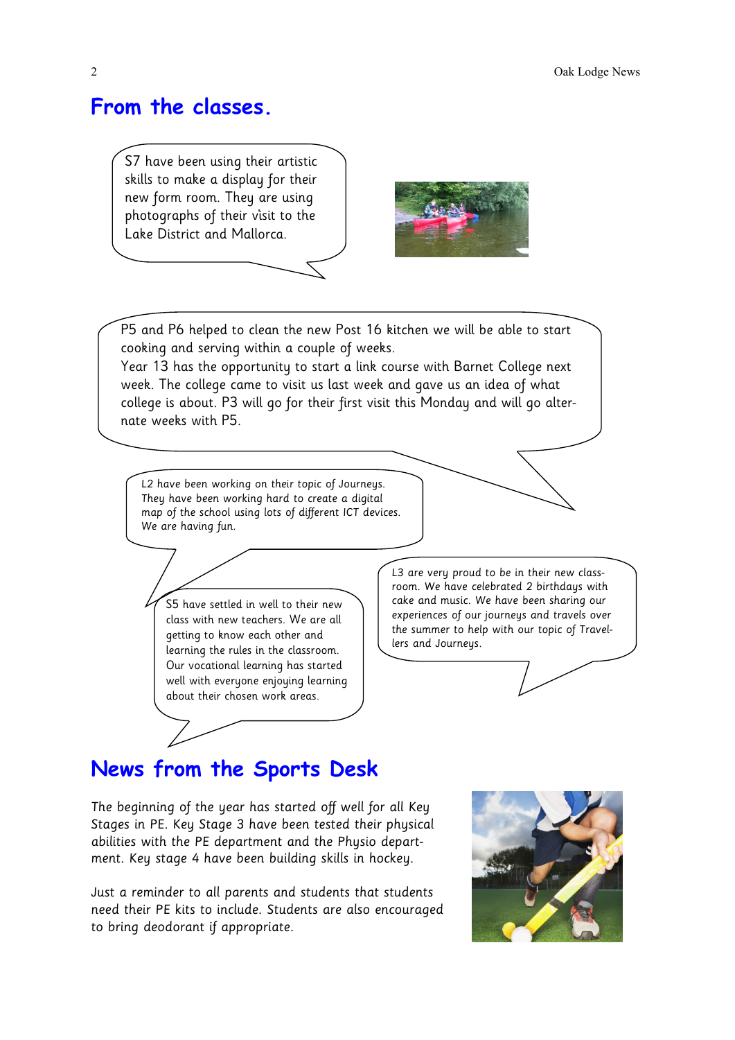## From the classes.

S7 have been using their artistic skills to make a display for their new form room. They are using photographs of their visit to the Lake District and Mallorca.

P5 and P6 helped to clean the new Post 16 kitchen we will be able to start cooking and serving within a couple of weeks.
Year 13 has the opportunity to start a link course with Barnet College next week. The college came to visit us last week and gave us an idea of what college is about. P3 will go for their first visit this Monday and will go alternate weeks with P5.

L2 have been working on their topic of Journeys. They have been working hard to create a digital map of the school using lots of different ICT devices. We are having fun.

L3 are very proud to be in their new classroom. We have celebrated 2 birthdays with cake and music. We have been sharing our experiences of our journeys and travels over the summer to help with our topic of Travellers and Journeys.

S5 have settled in well to their new class with new teachers. We are all getting to know each other and learning the rules in the classroom. Our vocational learning has started well with everyone enjoying learning about their chosen work areas.

## News from the Sports Desk

The beginning of the year has started off well for all Key Stages in PE. Key Stage 3 have been tested their physical abilities with the PE department and the Physio department. Key stage 4 have been building skills in hockey.

Just a reminder to all parents and students that students need their PE kits to include. Students are also encouraged to bring deodorant if appropriate.